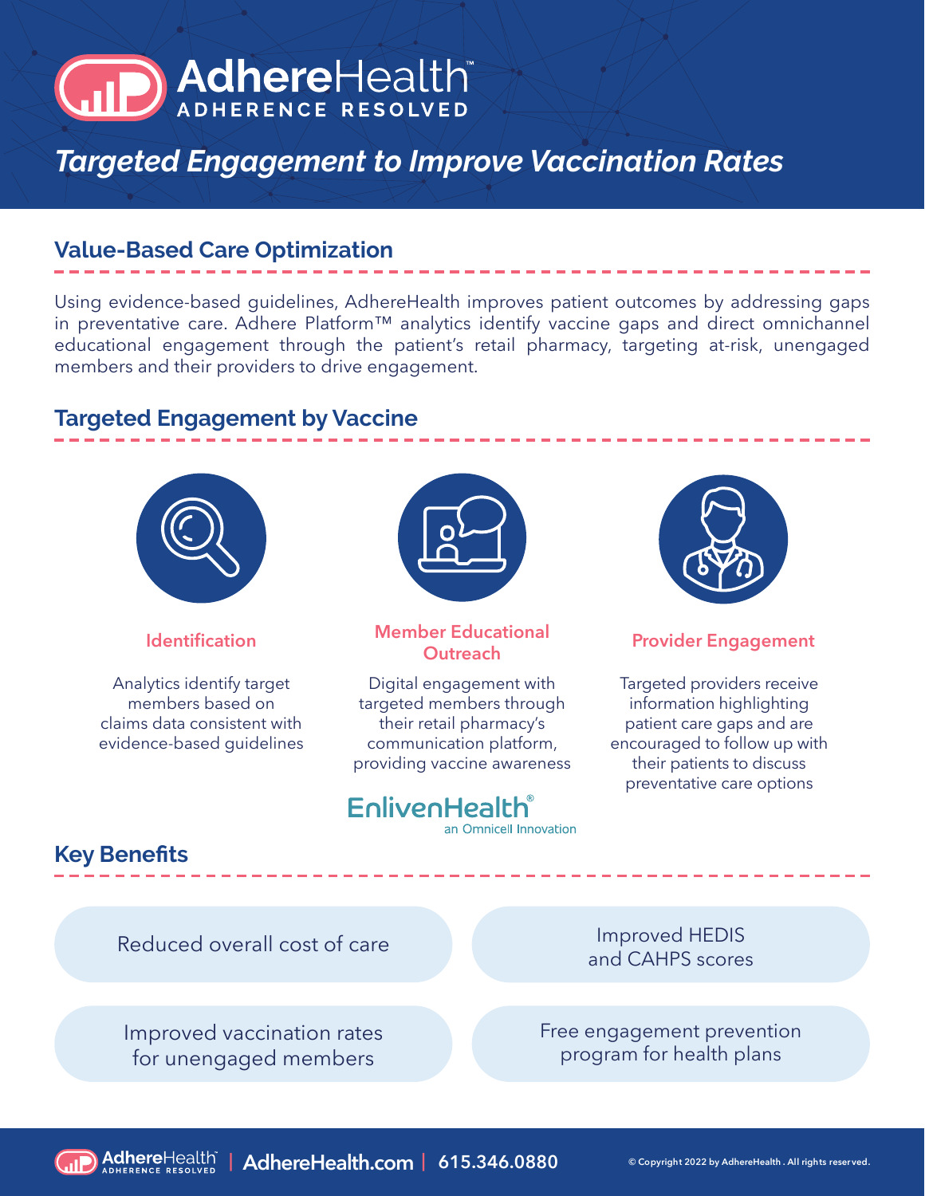# AdhereHealth™

ADHERENCE RESOLVED

## *Targeted Engagement to Improve Vaccination Rates*

### Value-Based Care Optimization

Using evidence-based guidelines, AdhereHealth improves patient outcomes by addressing gaps in preventative care. Adhere Platform™ analytics identify vaccine gaps and direct omnichannel educational engagement through the patient's retail pharmacy, targeting at-risk, unengaged members and their providers to drive engagement.

### Targeted Engagement by Vaccine

#### Identification

Analytics identify target members based on claims data consistent with evidence-based guidelines

#### Member Educational Outreach

Digital engagement with targeted members through their retail pharmacy's communication platform, providing vaccine awareness

EnlivenHealth® an Omnicell Innovation

#### Provider Engagement

Targeted providers receive information highlighting patient care gaps and are encouraged to follow up with their patients to discuss preventative care options

### Key Benefits

- Reduced overall cost of care
- Improved HEDIS and CAHPS scores
- Improved vaccination rates for unengaged members
- Free engagement prevention program for health plans

AdhereHealth | AdhereHealth.com | 615.346.0880

© Copyright 2022 by AdhereHealth. All rights reserved.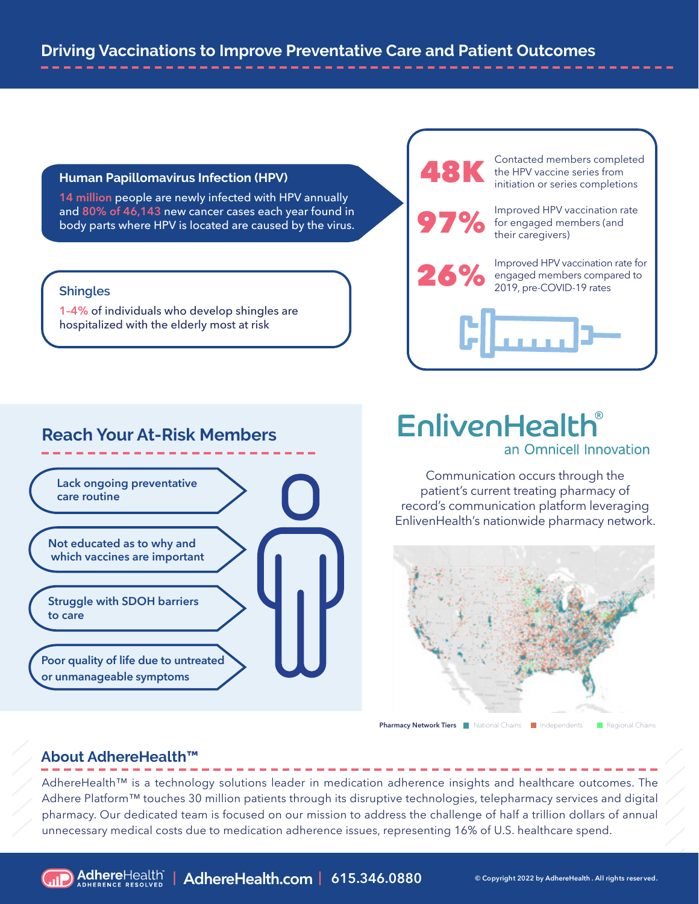## Driving Vaccinations to Improve Preventative Care and Patient Outcomes

### Human Papillomavirus Infection (HPV)

14 million people are newly infected with HPV annually and 80% of 46,143 new cancer cases each year found in body parts where HPV is located are caused by the virus.

### Shingles

1-4% of individuals who develop shingles are hospitalized with the elderly most at risk

**48K** Contacted members completed the HPV vaccine series from initiation or series completions

**97%** Improved HPV vaccination rate for engaged members (and their caregivers)

**26%** Improved HPV vaccination rate for engaged members compared to 2019, pre-COVID-19 rates

## Reach Your At-Risk Members

- Lack ongoing preventative care routine
- Not educated as to why and which vaccines are important
- Struggle with SDOH barriers to care
- Poor quality of life due to untreated or unmanageable symptoms

**EnlivenHealth®**
an Omnicell Innovation

Communication occurs through the patient's current treating pharmacy of record's communication platform leveraging EnlivenHealth's nationwide pharmacy network.

Pharmacy Network Tiers
National Chains
Independents
Regional Chains

## About AdhereHealth™

AdhereHealth™ is a technology solutions leader in medication adherence insights and healthcare outcomes. The Adhere Platform™ touches 30 million patients through its disruptive technologies, telepharmacy services and digital pharmacy. Our dedicated team is focused on our mission to address the challenge of half a trillion dollars of annual unnecessary medical costs due to medication adherence issues, representing 16% of U.S. healthcare spend.

AdhereHealth ADHERENCE RESOLVED | AdhereHealth.com | 615.346.0880

© Copyright 2022 by AdhereHealth . All rights reserved.